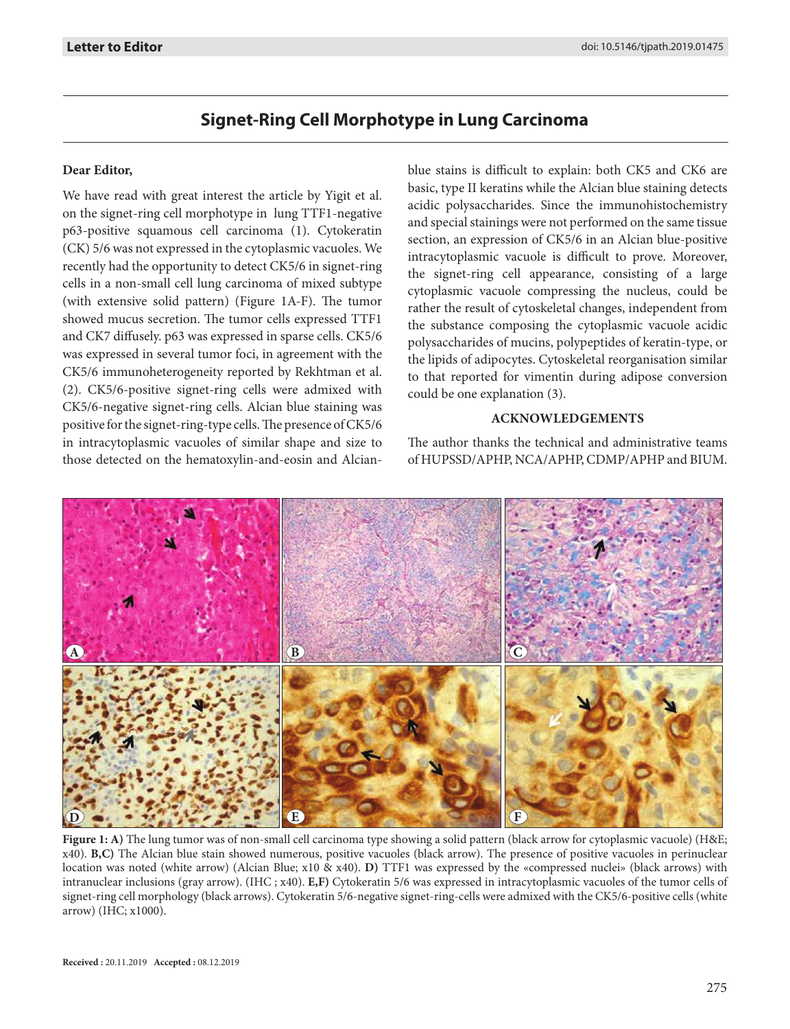Letter to Editor

doi: 10.5146/tjpath.2019.01475

# Signet-Ring Cell Morphotype in Lung Carcinoma

**Dear Editor,**

We have read with great interest the article by Yigit et al. on the signet-ring cell morphotype in lung TTF1-negative p63-positive squamous cell carcinoma (1). Cytokeratin (CK) 5/6 was not expressed in the cytoplasmic vacuoles. We recently had the opportunity to detect CK5/6 in signet-ring cells in a non-small cell lung carcinoma of mixed subtype (with extensive solid pattern) (Figure 1A-F). The tumor showed mucus secretion. The tumor cells expressed TTF1 and CK7 diffusely. p63 was expressed in sparse cells. CK5/6 was expressed in several tumor foci, in agreement with the CK5/6 immunoheterogeneity reported by Rekhtman et al. (2). CK5/6-positive signet-ring cells were admixed with CK5/6-negative signet-ring cells. Alcian blue staining was positive for the signet-ring-type cells. The presence of CK5/6 in intracytoplasmic vacuoles of similar shape and size to those detected on the hematoxylin-and-eosin and Alcian-blue stains is difficult to explain: both CK5 and CK6 are basic, type II keratins while the Alcian blue staining detects acidic polysaccharides. Since the immunohistochemistry and special stainings were not performed on the same tissue section, an expression of CK5/6 in an Alcian blue-positive intracytoplasmic vacuole is difficult to prove. Moreover, the signet-ring cell appearance, consisting of a large cytoplasmic vacuole compressing the nucleus, could be rather the result of cytoskeletal changes, independent from the substance composing the cytoplasmic vacuole acidic polysaccharides of mucins, polypeptides of keratin-type, or the lipids of adipocytes. Cytoskeletal reorganisation similar to that reported for vimentin during adipose conversion could be one explanation (3).

## ACKNOWLEDGEMENTS

The author thanks the technical and administrative teams of HUPSSD/APHP, NCA/APHP, CDMP/APHP and BIUM.

**Figure 1: A)** The lung tumor was of non-small cell carcinoma type showing a solid pattern (black arrow for cytoplasmic vacuole) (H&E; x40). **B,C)** The Alcian blue stain showed numerous, positive vacuoles (black arrow). The presence of positive vacuoles in perinuclear location was noted (white arrow) (Alcian Blue; x10 & x40). **D)** TTF1 was expressed by the «compressed nuclei» (black arrows) with intranuclear inclusions (gray arrow). (IHC ; x40). **E,F)** Cytokeratin 5/6 was expressed in intracytoplasmic vacuoles of the tumor cells of signet-ring cell morphology (black arrows). Cytokeratin 5/6-negative signet-ring-cells were admixed with the CK5/6-positive cells (white arrow) (IHC; x1000).

**Received :** 20.11.2019 **Accepted :** 08.12.2019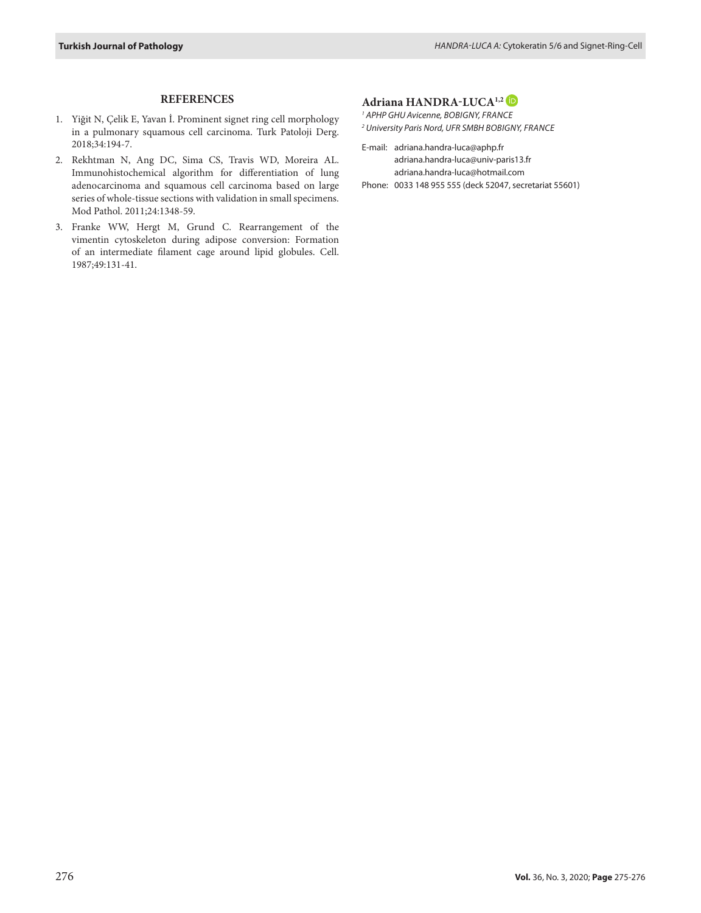## REFERENCES

1. Yiğit N, Çelik E, Yavan İ. Prominent signet ring cell morphology in a pulmonary squamous cell carcinoma. Turk Patoloji Derg. 2018;34:194-7.
2. Rekhtman N, Ang DC, Sima CS, Travis WD, Moreira AL. Immunohistochemical algorithm for differentiation of lung adenocarcinoma and squamous cell carcinoma based on large series of whole-tissue sections with validation in small specimens. Mod Pathol. 2011;24:1348-59.
3. Franke WW, Hergt M, Grund C. Rearrangement of the vimentin cytoskeleton during adipose conversion: Formation of an intermediate filament cage around lipid globules. Cell. 1987;49:131-41.

**Adriana HANDRA-LUCA**[1,2]

[1] *APHP GHU Avicenne, BOBIGNY, FRANCE*
[2] *University Paris Nord, UFR SMBH BOBIGNY, FRANCE*

E-mail: adriana.handra-luca@aphp.fr
adriana.handra-luca@univ-paris13.fr
adriana.handra-luca@hotmail.com

Phone: 0033 148 955 555 (deck 52047, secretariat 55601)